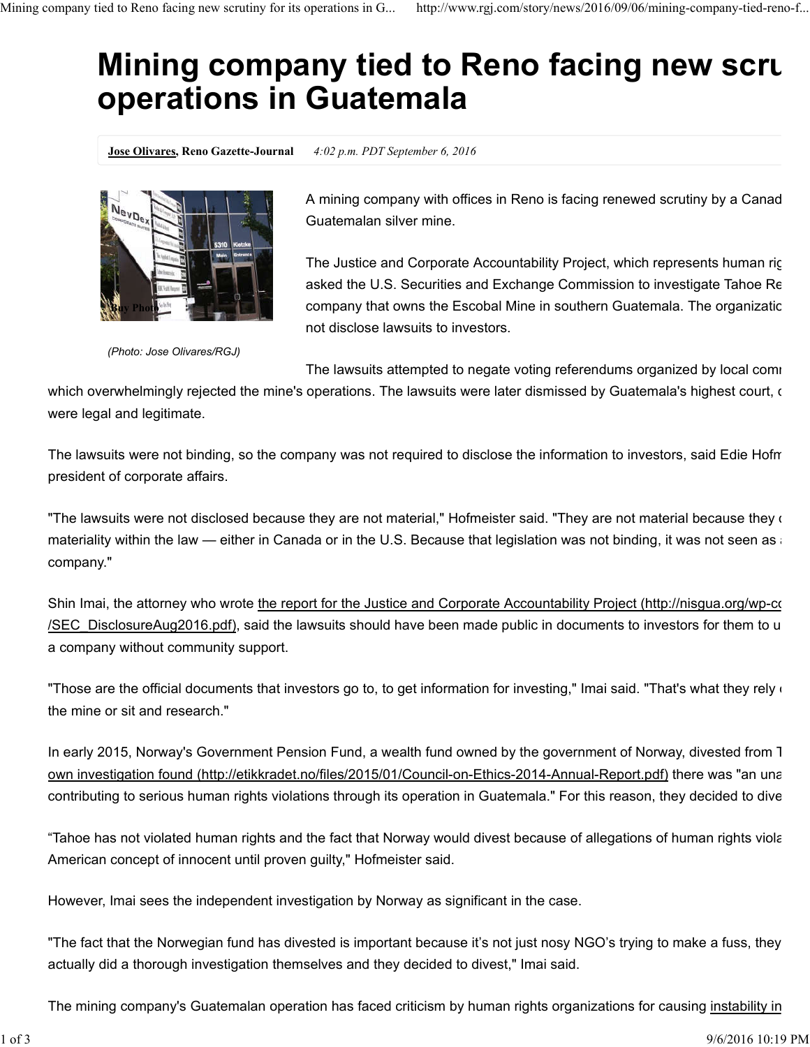# Mining company tied to Reno facing new scru operations in Guatemala

**Jose Olivares, Reno Gazette-Journal** *4:02 p.m. PDT September 6, 2016*

(Photo: Jose Olivares/RGJ)

A mining company with offices in Reno is facing renewed scrutiny by a Canad Guatemalan silver mine.

The Justice and Corporate Accountability Project, which represents human rig asked the U.S. Securities and Exchange Commission to investigate Tahoe Re company that owns the Escobal Mine in southern Guatemala. The organizatio not disclose lawsuits to investors.

The lawsuits attempted to negate voting referendums organized by local comr which overwhelmingly rejected the mine's operations. The lawsuits were later dismissed by Guatemala's highest court, c were legal and legitimate.

The lawsuits were not binding, so the company was not required to disclose the information to investors, said Edie Hofm president of corporate affairs.

"The lawsuits were not disclosed because they are not material," Hofmeister said. "They are not material because they c materiality within the law — either in Canada or in the U.S. Because that legislation was not binding, it was not seen as a company."

Shin Imai, the attorney who wrote the report for the Justice and Corporate Accountability Project (http://nisgua.org/wp-co /SEC_DisclosureAug2016.pdf), said the lawsuits should have been made public in documents to investors for them to u a company without community support.

"Those are the official documents that investors go to, to get information for investing," Imai said. "That's what they rely c the mine or sit and research."

In early 2015, Norway's Government Pension Fund, a wealth fund owned by the government of Norway, divested from T own investigation found (http://etikkradet.no/files/2015/01/Council-on-Ethics-2014-Annual-Report.pdf) there was "an una contributing to serious human rights violations through its operation in Guatemala." For this reason, they decided to dive

"Tahoe has not violated human rights and the fact that Norway would divest because of allegations of human rights viola American concept of innocent until proven guilty," Hofmeister said.

However, Imai sees the independent investigation by Norway as significant in the case.

"The fact that the Norwegian fund has divested is important because it's not just nosy NGO's trying to make a fuss, they actually did a thorough investigation themselves and they decided to divest," Imai said.

The mining company's Guatemalan operation has faced criticism by human rights organizations for causing instability in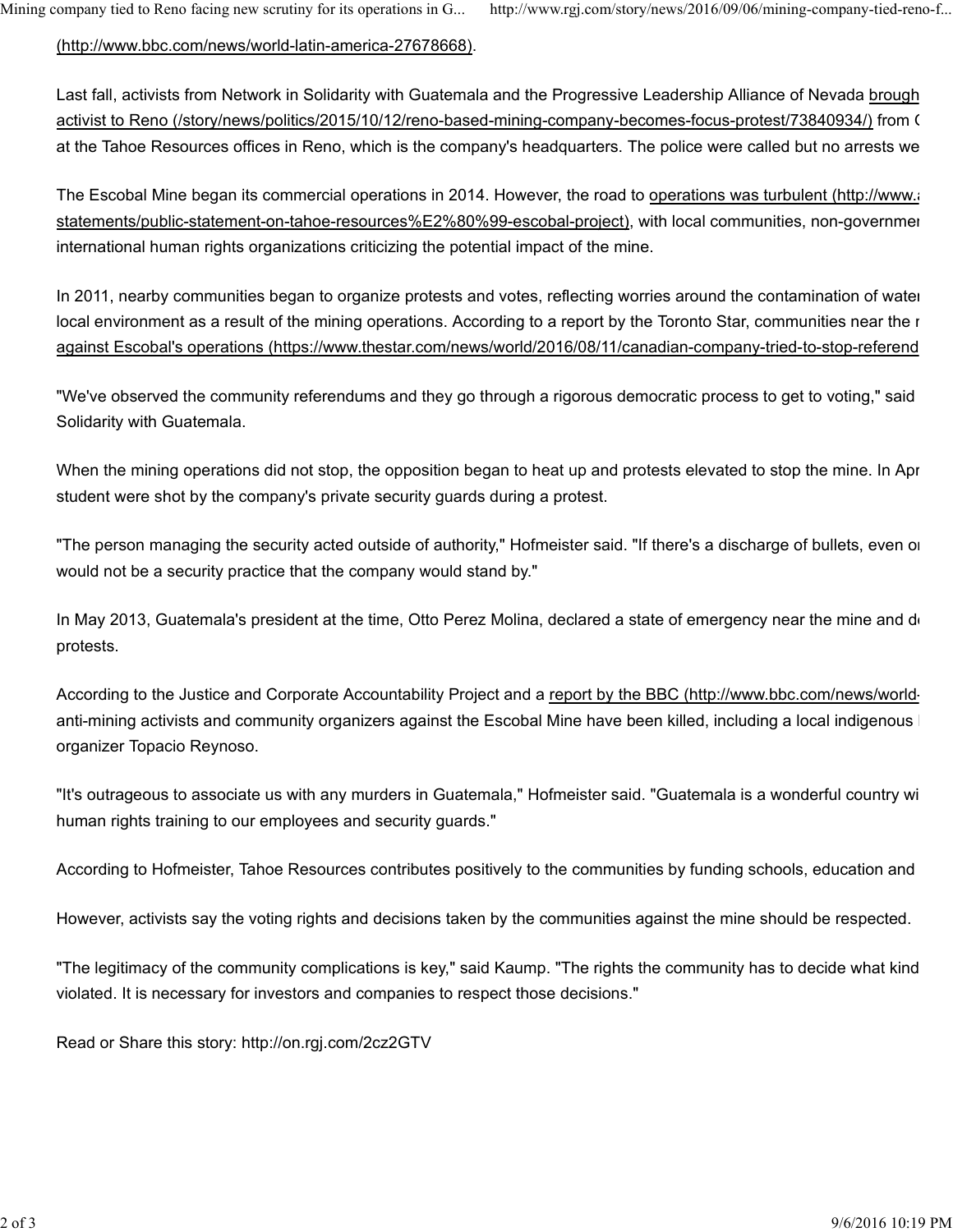(http://www.bbc.com/news/world-latin-america-27678668).

Last fall, activists from Network in Solidarity with Guatemala and the Progressive Leadership Alliance of Nevada brough activist to Reno (/story/news/politics/2015/10/12/reno-based-mining-company-becomes-focus-protest/73840934/) from G at the Tahoe Resources offices in Reno, which is the company's headquarters. The police were called but no arrests we

The Escobal Mine began its commercial operations in 2014. However, the road to operations was turbulent (http://www.a statements/public-statement-on-tahoe-resources%E2%80%99-escobal-project), with local communities, non-governmen international human rights organizations criticizing the potential impact of the mine.

In 2011, nearby communities began to organize protests and votes, reflecting worries around the contamination of water local environment as a result of the mining operations. According to a report by the Toronto Star, communities near the r against Escobal's operations (https://www.thestar.com/news/world/2016/08/11/canadian-company-tried-to-stop-referend

"We've observed the community referendums and they go through a rigorous democratic process to get to voting," said Solidarity with Guatemala.

When the mining operations did not stop, the opposition began to heat up and protests elevated to stop the mine. In Apr student were shot by the company's private security guards during a protest.

"The person managing the security acted outside of authority," Hofmeister said. "If there's a discharge of bullets, even or would not be a security practice that the company would stand by."

In May 2013, Guatemala's president at the time, Otto Perez Molina, declared a state of emergency near the mine and de protests.

According to the Justice and Corporate Accountability Project and a report by the BBC (http://www.bbc.com/news/world- anti-mining activists and community organizers against the Escobal Mine have been killed, including a local indigenous l organizer Topacio Reynoso.

"It's outrageous to associate us with any murders in Guatemala," Hofmeister said. "Guatemala is a wonderful country wi human rights training to our employees and security guards."

According to Hofmeister, Tahoe Resources contributes positively to the communities by funding schools, education and

However, activists say the voting rights and decisions taken by the communities against the mine should be respected.

"The legitimacy of the community complications is key," said Kaump. "The rights the community has to decide what kind violated. It is necessary for investors and companies to respect those decisions."

Read or Share this story: http://on.rgj.com/2cz2GTV